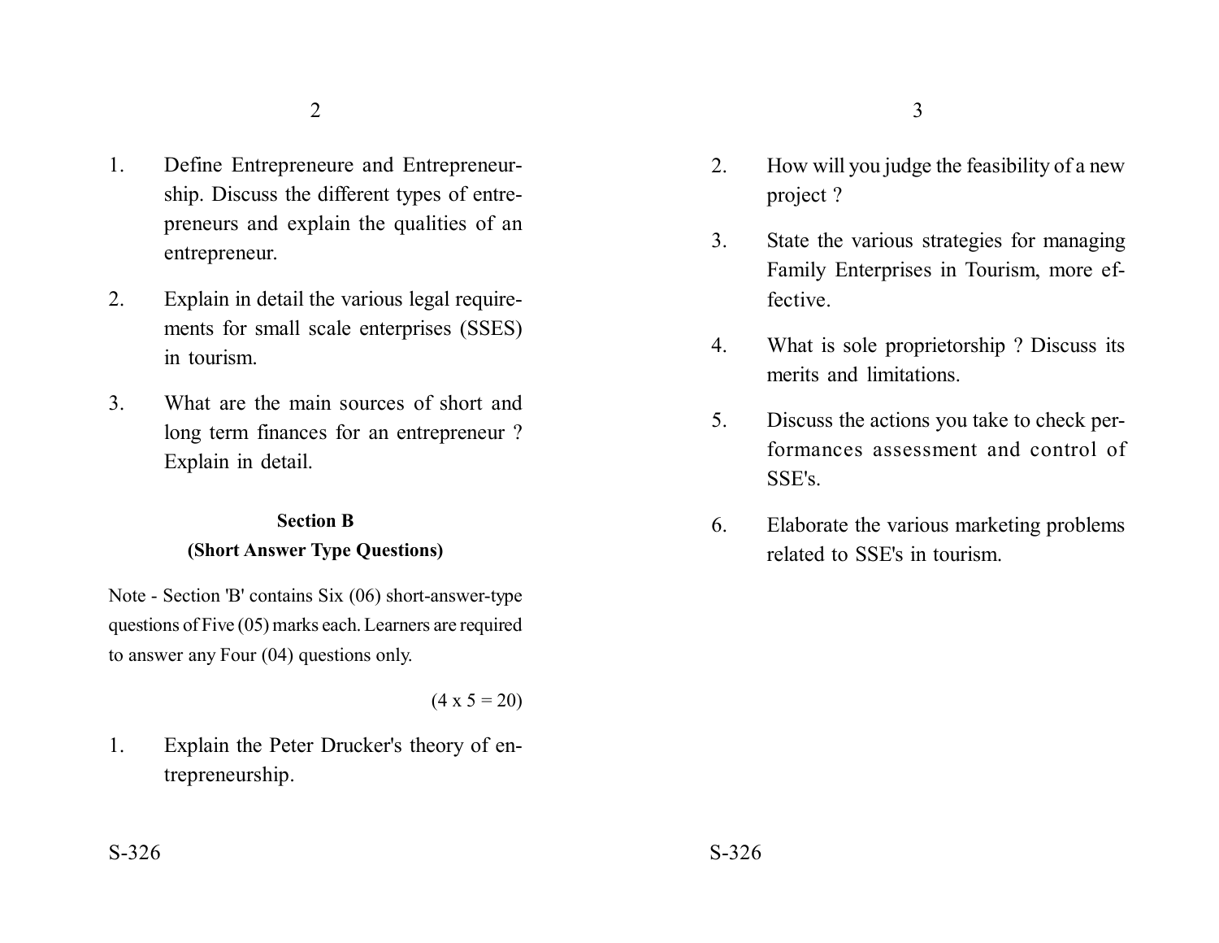1. Define Entrepreneure and Entrepreneurship. Discuss the different types of entrepreneurs and explain the qualities of an entrepreneur.

2. Explain in detail the various legal requirements for small scale enterprises (SSES) in tourism.

3. What are the main sources of short and long term finances for an entrepreneur ? Explain in detail.

## Section B

### (Short Answer Type Questions)

Note - Section 'B' contains Six (06) short-answer-type questions of Five (05) marks each. Learners are required to answer any Four (04) questions only.

(4 x 5 = 20)

1. Explain the Peter Drucker's theory of entrepreneurship.

2. How will you judge the feasibility of a new project ?

3. State the various strategies for managing Family Enterprises in Tourism, more effective.

4. What is sole proprietorship ? Discuss its merits and limitations.

5. Discuss the actions you take to check performances assessment and control of SSE's.

6. Elaborate the various marketing problems related to SSE's in tourism.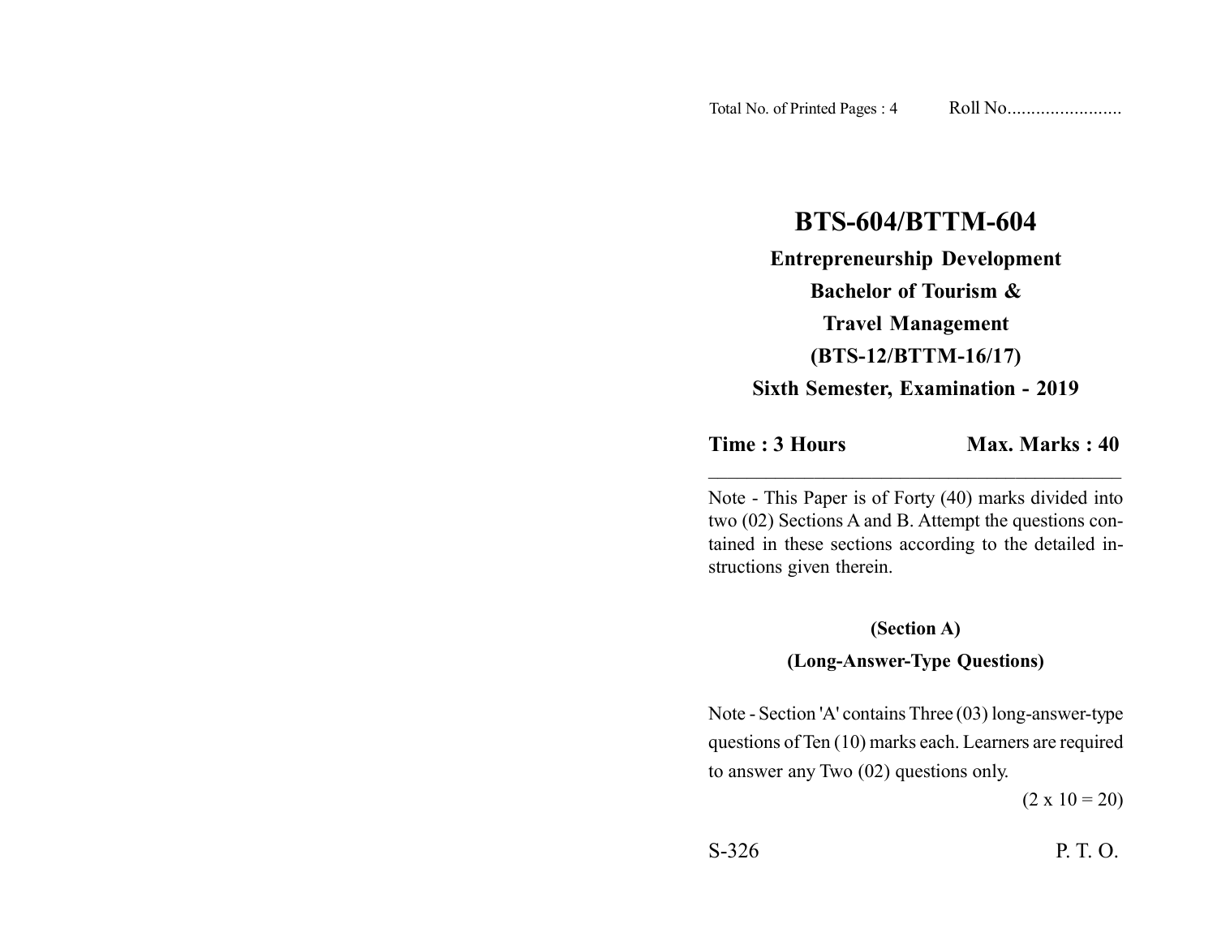Roll No.......................

# BTS-604/BTTM-604

## Entrepreneurship Development

## Bachelor of Tourism & Travel Management

## (BTS-12/BTTM-16/17)

## Sixth Semester, Examination - 2019

**Time : 3 Hours** **Max. Marks : 40**

---

Note - This Paper is of Forty (40) marks divided into two (02) Sections A and B. Attempt the questions contained in these sections according to the detailed instructions given therein.

### (Section A)

### (Long-Answer-Type Questions)

Note - Section 'A' contains Three (03) long-answer-type questions of Ten (10) marks each. Learners are required to answer any Two (02) questions only.

(2 x 10 = 20)

S-326 P. T. O.